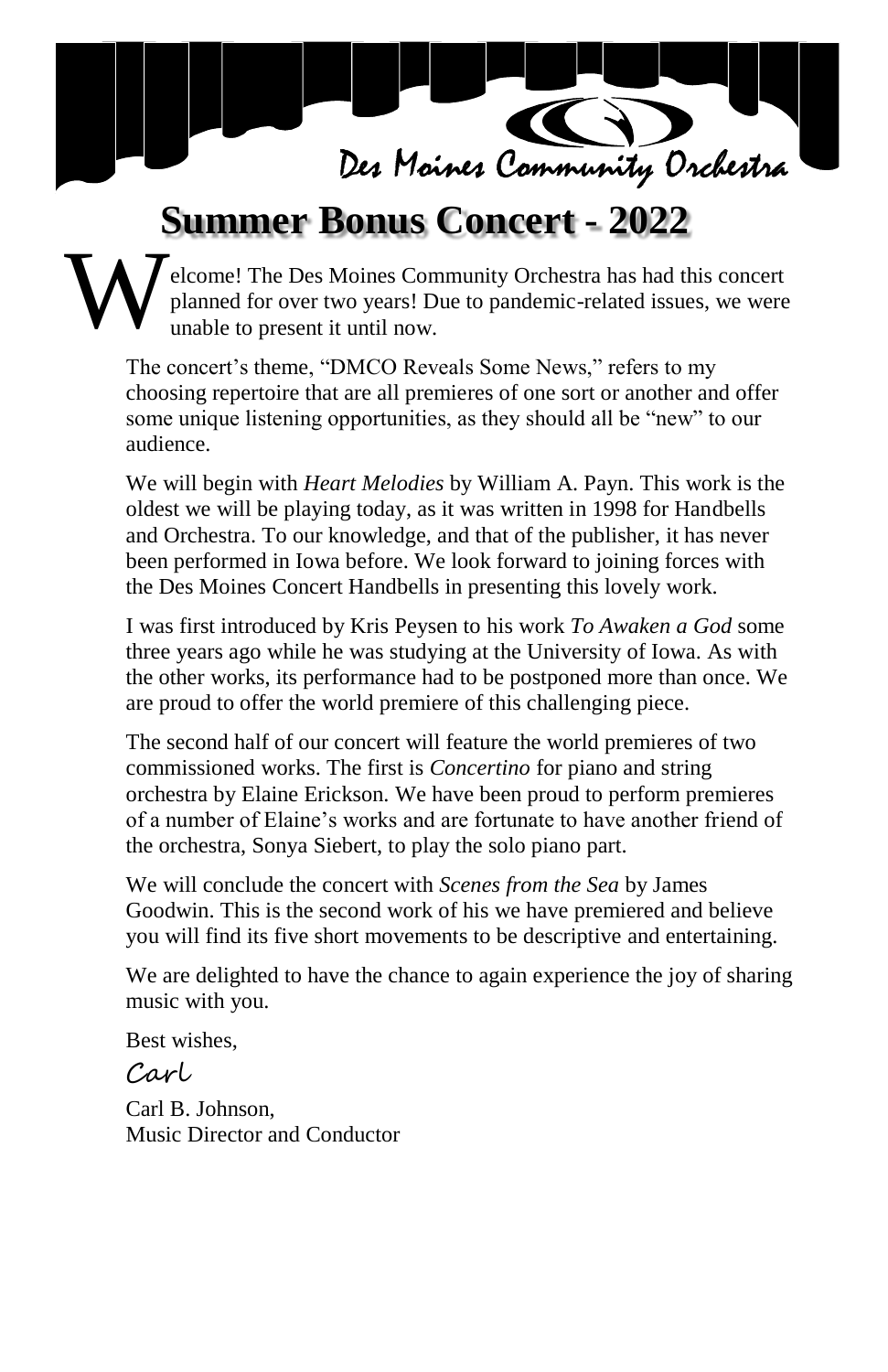Des Moines Community Orchestra

# Summer Bonus Concert - 2022

Welcome! The Des Moines Community Orchestra has had this concert planned for over two years! Due to pandemic-related issues, we were unable to present it until now.

The concert's theme, "DMCO Reveals Some News," refers to my choosing repertoire that are all premieres of one sort or another and offer some unique listening opportunities, as they should all be "new" to our audience.

We will begin with *Heart Melodies* by William A. Payn. This work is the oldest we will be playing today, as it was written in 1998 for Handbells and Orchestra. To our knowledge, and that of the publisher, it has never been performed in Iowa before. We look forward to joining forces with the Des Moines Concert Handbells in presenting this lovely work.

I was first introduced by Kris Peysen to his work *To Awaken a God* some three years ago while he was studying at the University of Iowa. As with the other works, its performance had to be postponed more than once. We are proud to offer the world premiere of this challenging piece.

The second half of our concert will feature the world premieres of two commissioned works. The first is *Concertino* for piano and string orchestra by Elaine Erickson. We have been proud to perform premieres of a number of Elaine's works and are fortunate to have another friend of the orchestra, Sonya Siebert, to play the solo piano part.

We will conclude the concert with *Scenes from the Sea* by James Goodwin. This is the second work of his we have premiered and believe you will find its five short movements to be descriptive and entertaining.

We are delighted to have the chance to again experience the joy of sharing music with you.

Best wishes,

Carl

Carl B. Johnson,
Music Director and Conductor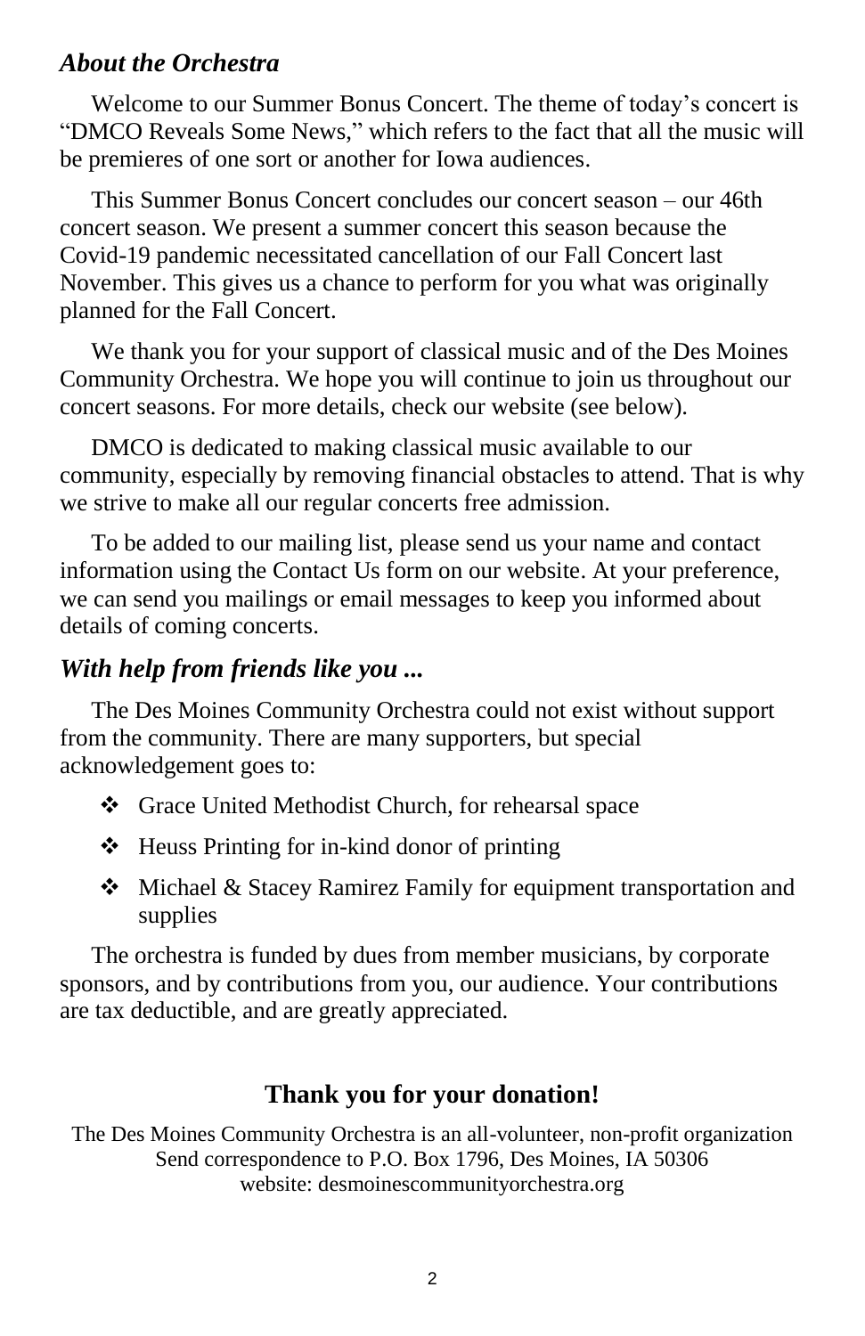## *About the Orchestra*

Welcome to our Summer Bonus Concert. The theme of today's concert is "DMCO Reveals Some News," which refers to the fact that all the music will be premieres of one sort or another for Iowa audiences.

This Summer Bonus Concert concludes our concert season – our 46th concert season. We present a summer concert this season because the Covid-19 pandemic necessitated cancellation of our Fall Concert last November. This gives us a chance to perform for you what was originally planned for the Fall Concert.

We thank you for your support of classical music and of the Des Moines Community Orchestra. We hope you will continue to join us throughout our concert seasons. For more details, check our website (see below).

DMCO is dedicated to making classical music available to our community, especially by removing financial obstacles to attend. That is why we strive to make all our regular concerts free admission.

To be added to our mailing list, please send us your name and contact information using the Contact Us form on our website. At your preference, we can send you mailings or email messages to keep you informed about details of coming concerts.

## *With help from friends like you ...*

The Des Moines Community Orchestra could not exist without support from the community. There are many supporters, but special acknowledgement goes to:

- Grace United Methodist Church, for rehearsal space
- Heuss Printing for in-kind donor of printing
- Michael & Stacey Ramirez Family for equipment transportation and supplies

The orchestra is funded by dues from member musicians, by corporate sponsors, and by contributions from you, our audience. Your contributions are tax deductible, and are greatly appreciated.

**Thank you for your donation!**

The Des Moines Community Orchestra is an all-volunteer, non-profit organization
Send correspondence to P.O. Box 1796, Des Moines, IA 50306
website: desmoinescommunityorchestra.org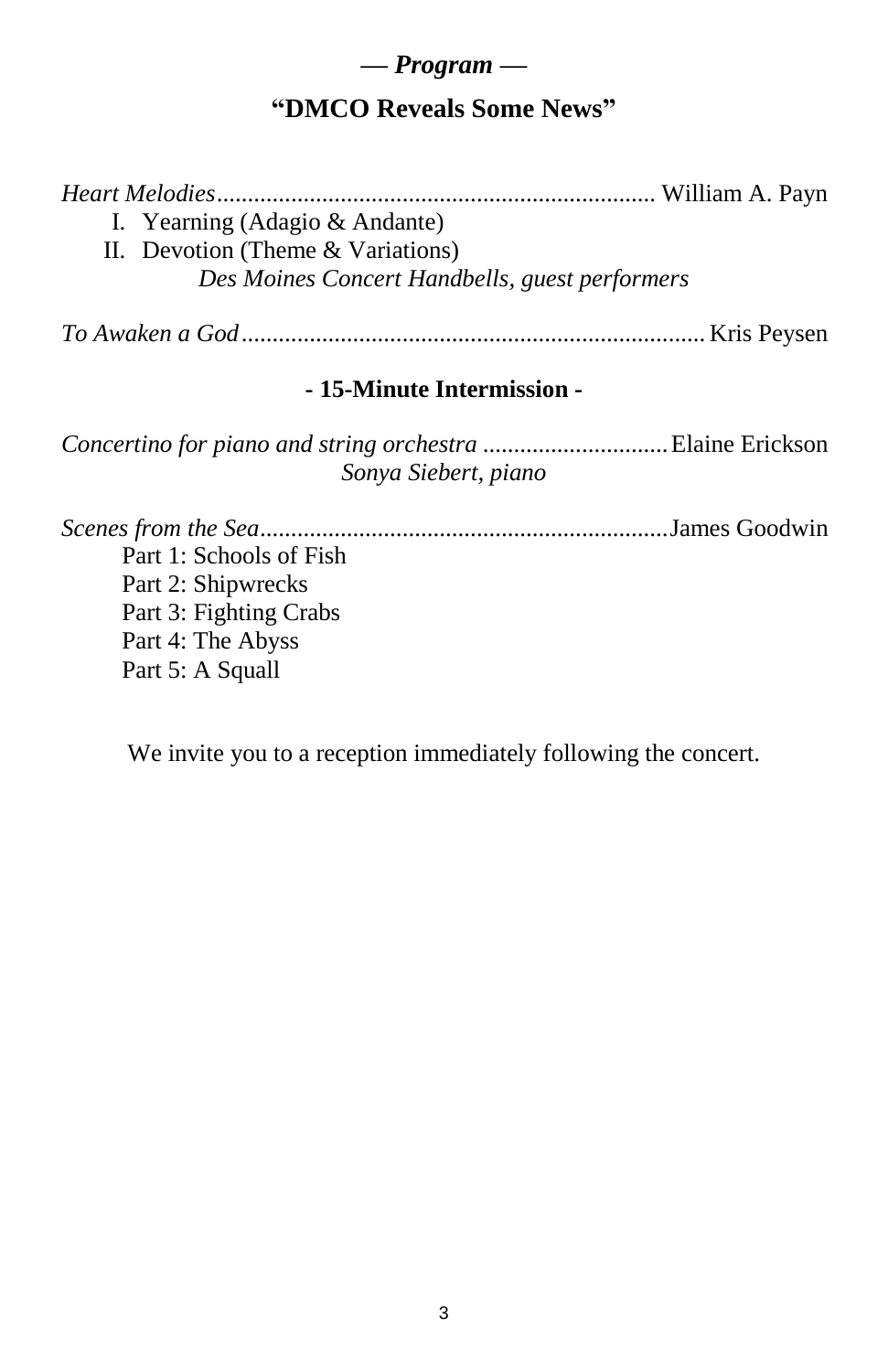# — *Program* —

## "DMCO Reveals Some News"

*Heart Melodies*....................................................................... William A. Payn

I. Yearning (Adagio & Andante)
II. Devotion (Theme & Variations)

*Des Moines Concert Handbells, guest performers*

*To Awaken a God*.......................................................................... Kris Peysen

**- 15-Minute Intermission -**

*Concertino for piano and string orchestra* .............................. Elaine Erickson

*Sonya Siebert, piano*

*Scenes from the Sea*.................................................................. James Goodwin

Part 1: Schools of Fish
Part 2: Shipwrecks
Part 3: Fighting Crabs
Part 4: The Abyss
Part 5: A Squall

We invite you to a reception immediately following the concert.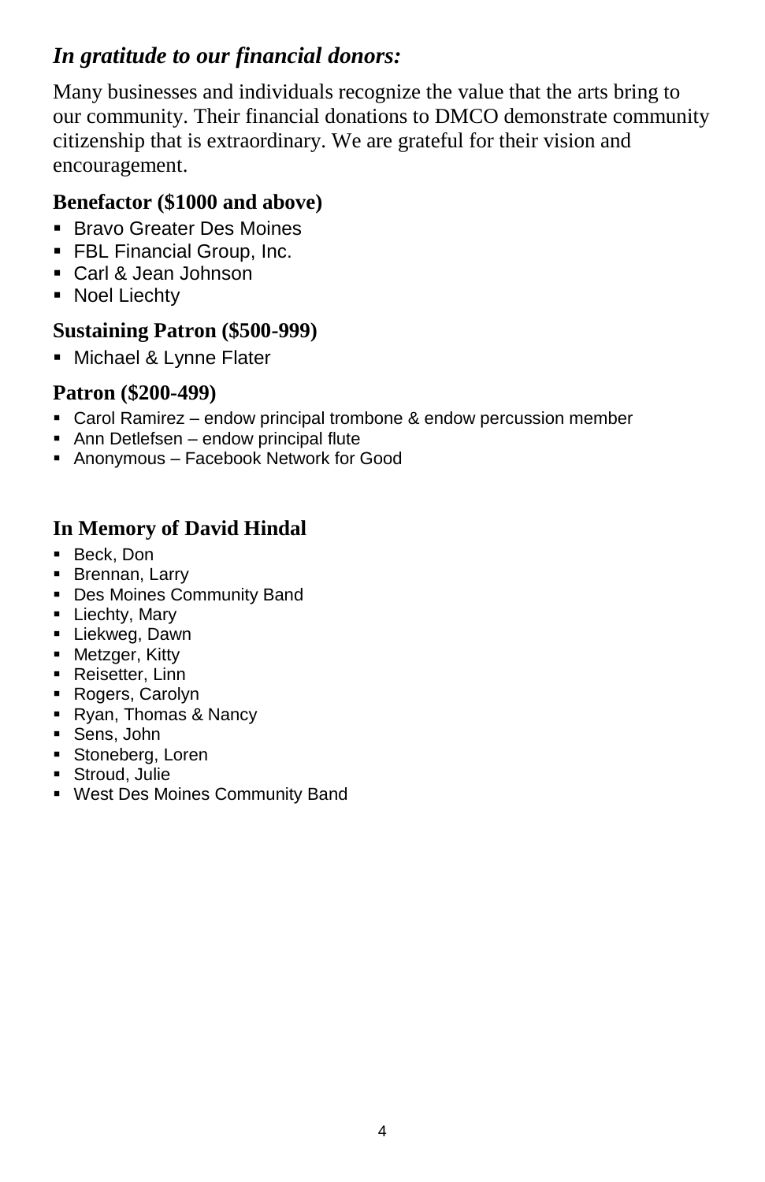## *In gratitude to our financial donors:*

Many businesses and individuals recognize the value that the arts bring to our community. Their financial donations to DMCO demonstrate community citizenship that is extraordinary. We are grateful for their vision and encouragement.

### Benefactor ($1000 and above)

- Bravo Greater Des Moines
- FBL Financial Group, Inc.
- Carl & Jean Johnson
- Noel Liechty

### Sustaining Patron ($500-999)

- Michael & Lynne Flater

### Patron ($200-499)

- Carol Ramirez – endow principal trombone & endow percussion member
- Ann Detlefsen – endow principal flute
- Anonymous – Facebook Network for Good

### In Memory of David Hindal

- Beck, Don
- Brennan, Larry
- Des Moines Community Band
- Liechty, Mary
- Liekweg, Dawn
- Metzger, Kitty
- Reisetter, Linn
- Rogers, Carolyn
- Ryan, Thomas & Nancy
- Sens, John
- Stoneberg, Loren
- Stroud, Julie
- West Des Moines Community Band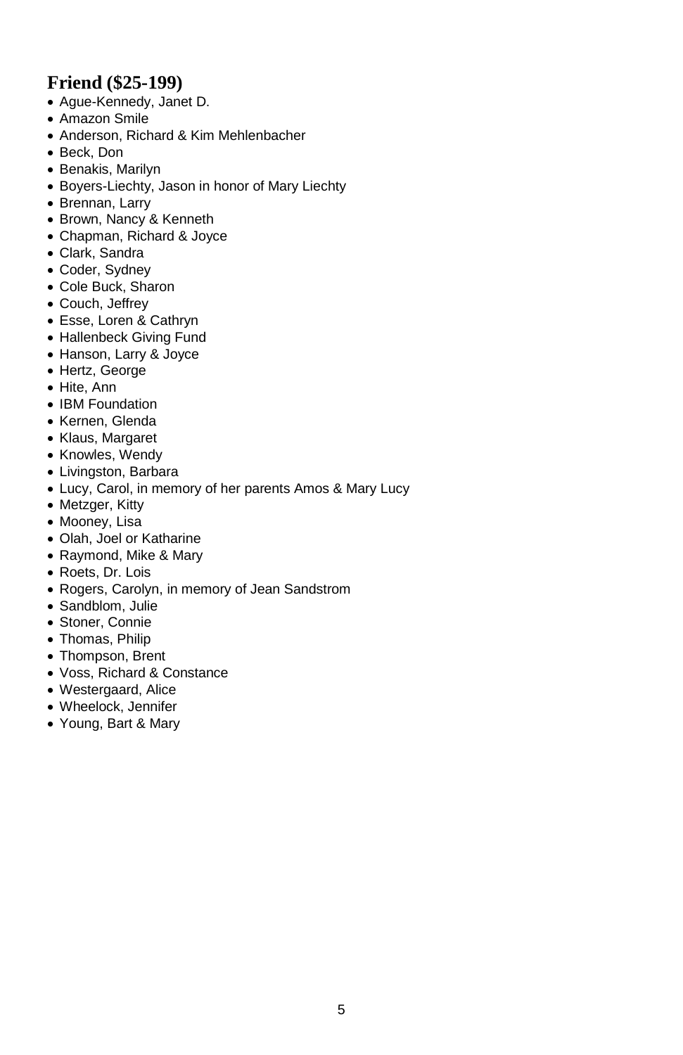## Friend ($25-199)

- Ague-Kennedy, Janet D.
- Amazon Smile
- Anderson, Richard & Kim Mehlenbacher
- Beck, Don
- Benakis, Marilyn
- Boyers-Liechty, Jason in honor of Mary Liechty
- Brennan, Larry
- Brown, Nancy & Kenneth
- Chapman, Richard & Joyce
- Clark, Sandra
- Coder, Sydney
- Cole Buck, Sharon
- Couch, Jeffrey
- Esse, Loren & Cathryn
- Hallenbeck Giving Fund
- Hanson, Larry & Joyce
- Hertz, George
- Hite, Ann
- IBM Foundation
- Kernen, Glenda
- Klaus, Margaret
- Knowles, Wendy
- Livingston, Barbara
- Lucy, Carol, in memory of her parents Amos & Mary Lucy
- Metzger, Kitty
- Mooney, Lisa
- Olah, Joel or Katharine
- Raymond, Mike & Mary
- Roets, Dr. Lois
- Rogers, Carolyn, in memory of Jean Sandstrom
- Sandblom, Julie
- Stoner, Connie
- Thomas, Philip
- Thompson, Brent
- Voss, Richard & Constance
- Westergaard, Alice
- Wheelock, Jennifer
- Young, Bart & Mary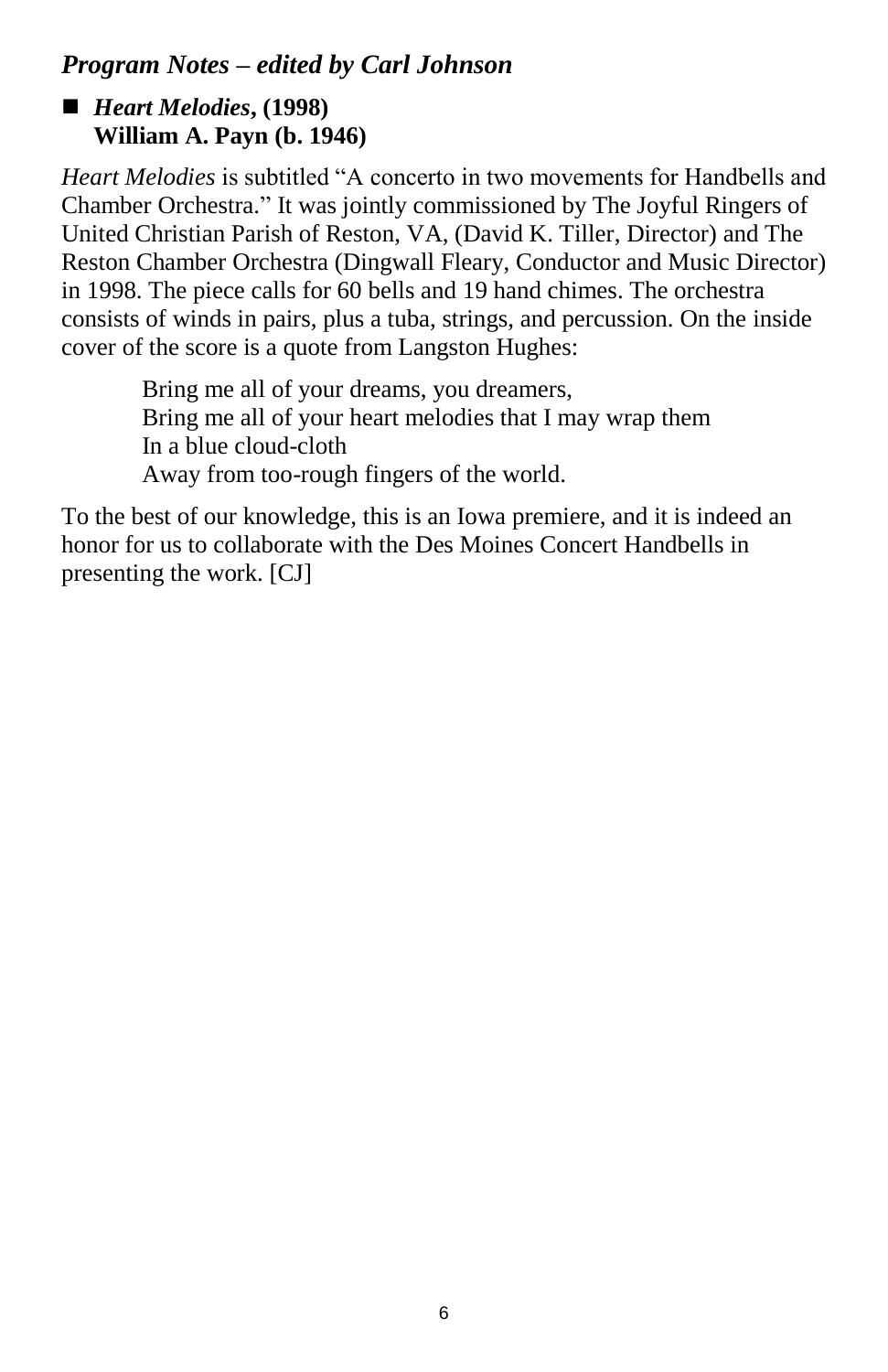## *Program Notes – edited by Carl Johnson*

- ***Heart Melodies*, (1998)**
  **William A. Payn (b. 1946)**

*Heart Melodies* is subtitled "A concerto in two movements for Handbells and Chamber Orchestra." It was jointly commissioned by The Joyful Ringers of United Christian Parish of Reston, VA, (David K. Tiller, Director) and The Reston Chamber Orchestra (Dingwall Fleary, Conductor and Music Director) in 1998. The piece calls for 60 bells and 19 hand chimes. The orchestra consists of winds in pairs, plus a tuba, strings, and percussion. On the inside cover of the score is a quote from Langston Hughes:

> Bring me all of your dreams, you dreamers,
> Bring me all of your heart melodies that I may wrap them
> In a blue cloud-cloth
> Away from too-rough fingers of the world.

To the best of our knowledge, this is an Iowa premiere, and it is indeed an honor for us to collaborate with the Des Moines Concert Handbells in presenting the work. [CJ]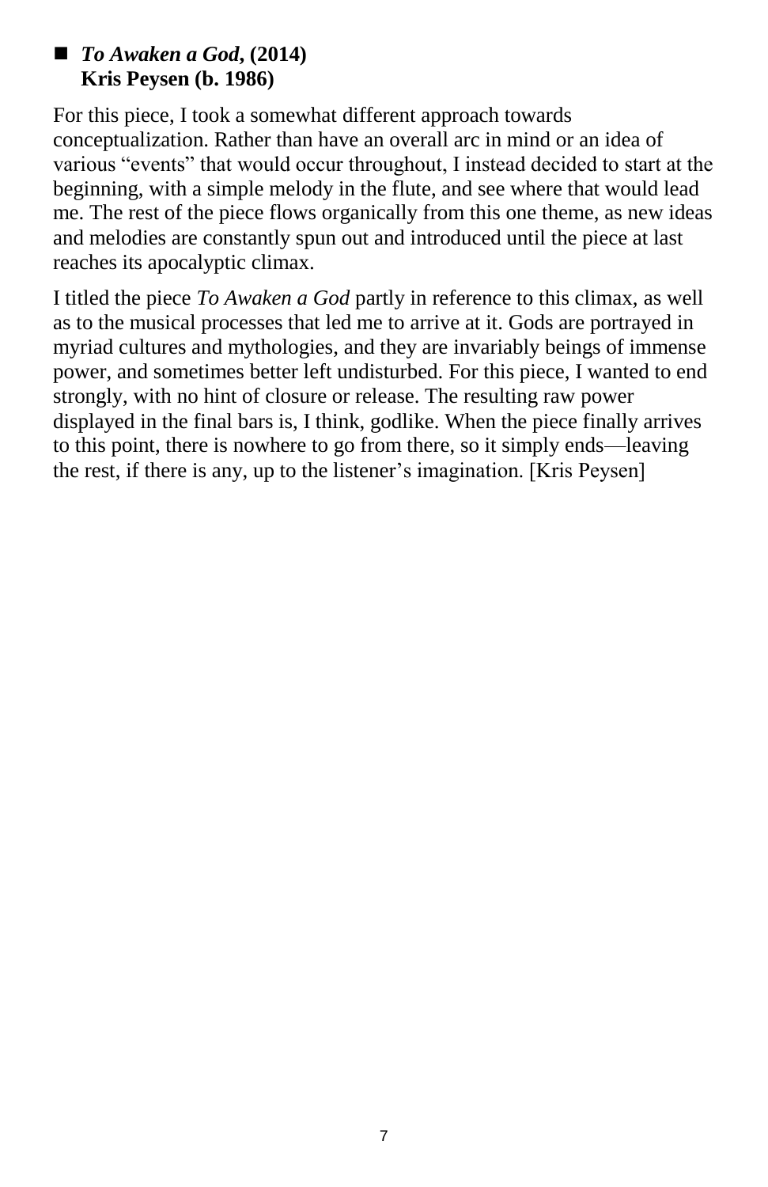- ***To Awaken a God*, (2014)**
  **Kris Peysen (b. 1986)**

For this piece, I took a somewhat different approach towards conceptualization. Rather than have an overall arc in mind or an idea of various "events" that would occur throughout, I instead decided to start at the beginning, with a simple melody in the flute, and see where that would lead me. The rest of the piece flows organically from this one theme, as new ideas and melodies are constantly spun out and introduced until the piece at last reaches its apocalyptic climax.

I titled the piece *To Awaken a God* partly in reference to this climax, as well as to the musical processes that led me to arrive at it. Gods are portrayed in myriad cultures and mythologies, and they are invariably beings of immense power, and sometimes better left undisturbed. For this piece, I wanted to end strongly, with no hint of closure or release. The resulting raw power displayed in the final bars is, I think, godlike. When the piece finally arrives to this point, there is nowhere to go from there, so it simply ends—leaving the rest, if there is any, up to the listener's imagination. [Kris Peysen]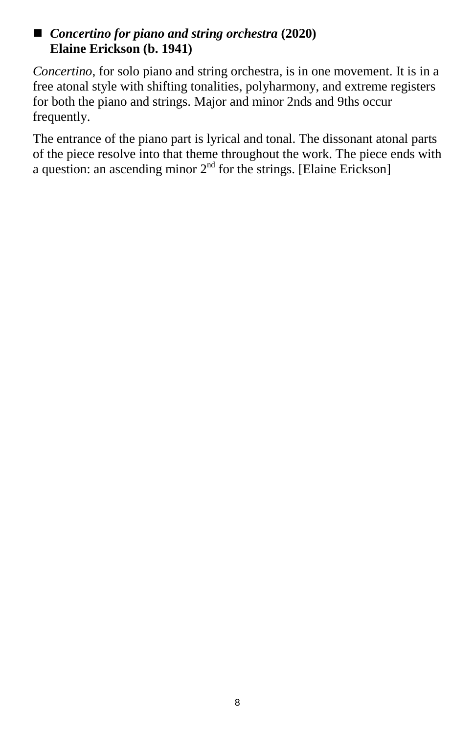■ ***Concertino for piano and string orchestra*** **(2020)**
**Elaine Erickson (b. 1941)**

*Concertino*, for solo piano and string orchestra, is in one movement. It is in a free atonal style with shifting tonalities, polyharmony, and extreme registers for both the piano and strings. Major and minor 2nds and 9ths occur frequently.

The entrance of the piano part is lyrical and tonal. The dissonant atonal parts of the piece resolve into that theme throughout the work. The piece ends with a question: an ascending minor 2nd for the strings. [Elaine Erickson]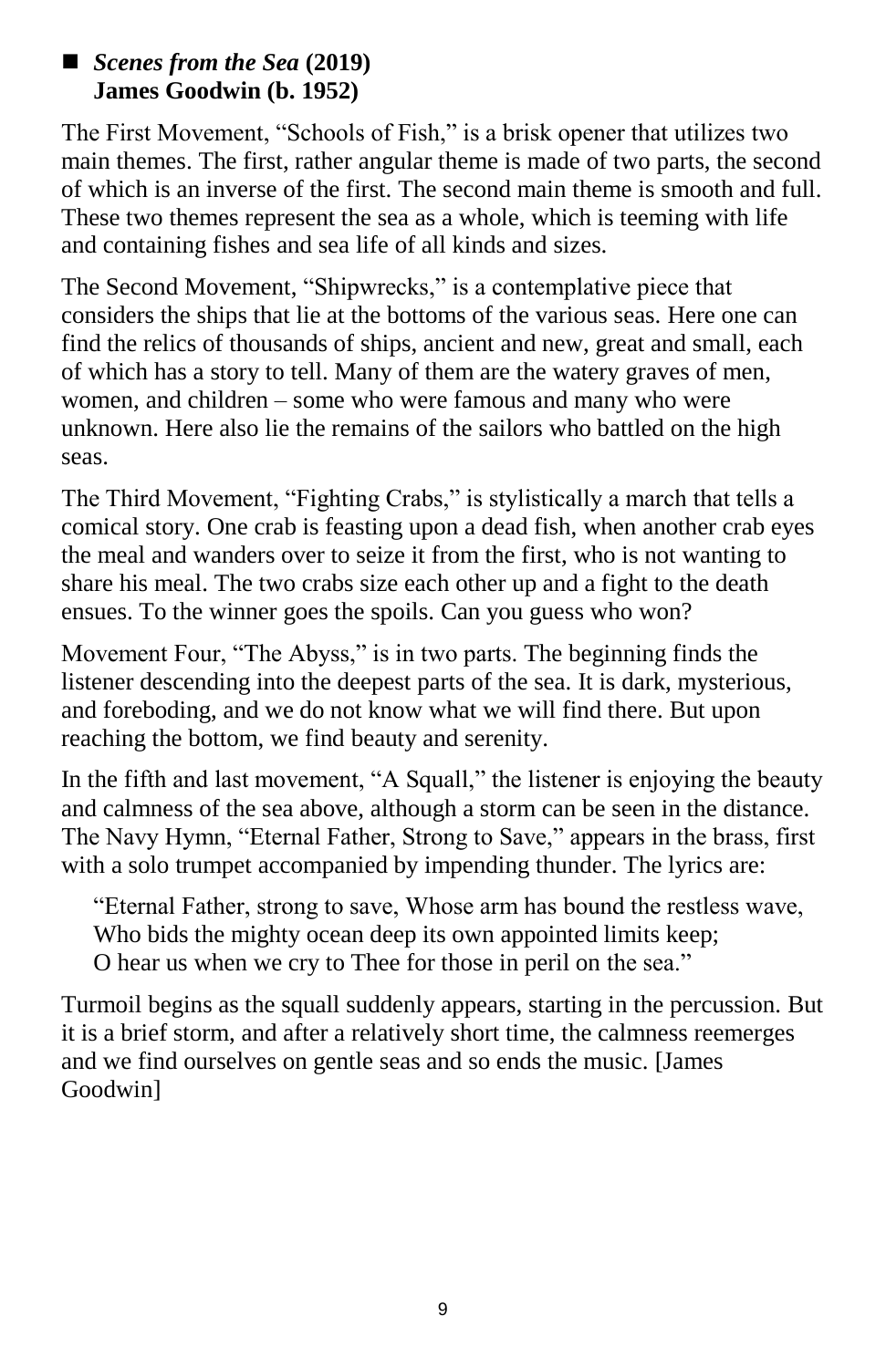## ■ *Scenes from the Sea* (2019)
**James Goodwin (b. 1952)**

The First Movement, "Schools of Fish," is a brisk opener that utilizes two main themes. The first, rather angular theme is made of two parts, the second of which is an inverse of the first. The second main theme is smooth and full. These two themes represent the sea as a whole, which is teeming with life and containing fishes and sea life of all kinds and sizes.

The Second Movement, "Shipwrecks," is a contemplative piece that considers the ships that lie at the bottoms of the various seas. Here one can find the relics of thousands of ships, ancient and new, great and small, each of which has a story to tell. Many of them are the watery graves of men, women, and children – some who were famous and many who were unknown. Here also lie the remains of the sailors who battled on the high seas.

The Third Movement, "Fighting Crabs," is stylistically a march that tells a comical story. One crab is feasting upon a dead fish, when another crab eyes the meal and wanders over to seize it from the first, who is not wanting to share his meal. The two crabs size each other up and a fight to the death ensues. To the winner goes the spoils. Can you guess who won?

Movement Four, "The Abyss," is in two parts. The beginning finds the listener descending into the deepest parts of the sea. It is dark, mysterious, and foreboding, and we do not know what we will find there. But upon reaching the bottom, we find beauty and serenity.

In the fifth and last movement, "A Squall," the listener is enjoying the beauty and calmness of the sea above, although a storm can be seen in the distance. The Navy Hymn, "Eternal Father, Strong to Save," appears in the brass, first with a solo trumpet accompanied by impending thunder. The lyrics are:

> "Eternal Father, strong to save, Whose arm has bound the restless wave,
> Who bids the mighty ocean deep its own appointed limits keep;
> O hear us when we cry to Thee for those in peril on the sea."

Turmoil begins as the squall suddenly appears, starting in the percussion. But it is a brief storm, and after a relatively short time, the calmness reemerges and we find ourselves on gentle seas and so ends the music. [James Goodwin]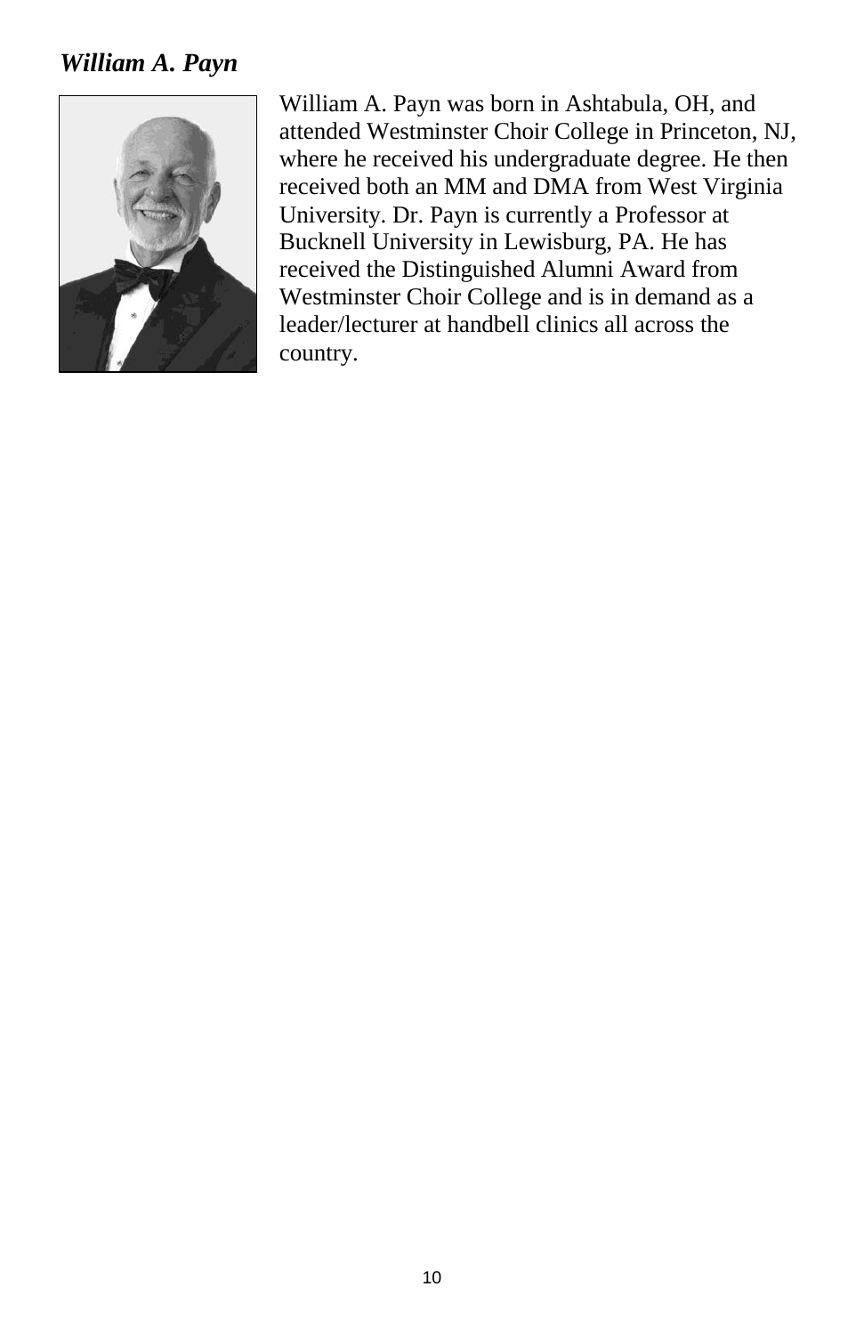## ***William A. Payn***

William A. Payn was born in Ashtabula, OH, and attended Westminster Choir College in Princeton, NJ, where he received his undergraduate degree. He then received both an MM and DMA from West Virginia University. Dr. Payn is currently a Professor at Bucknell University in Lewisburg, PA. He has received the Distinguished Alumni Award from Westminster Choir College and is in demand as a leader/lecturer at handbell clinics all across the country.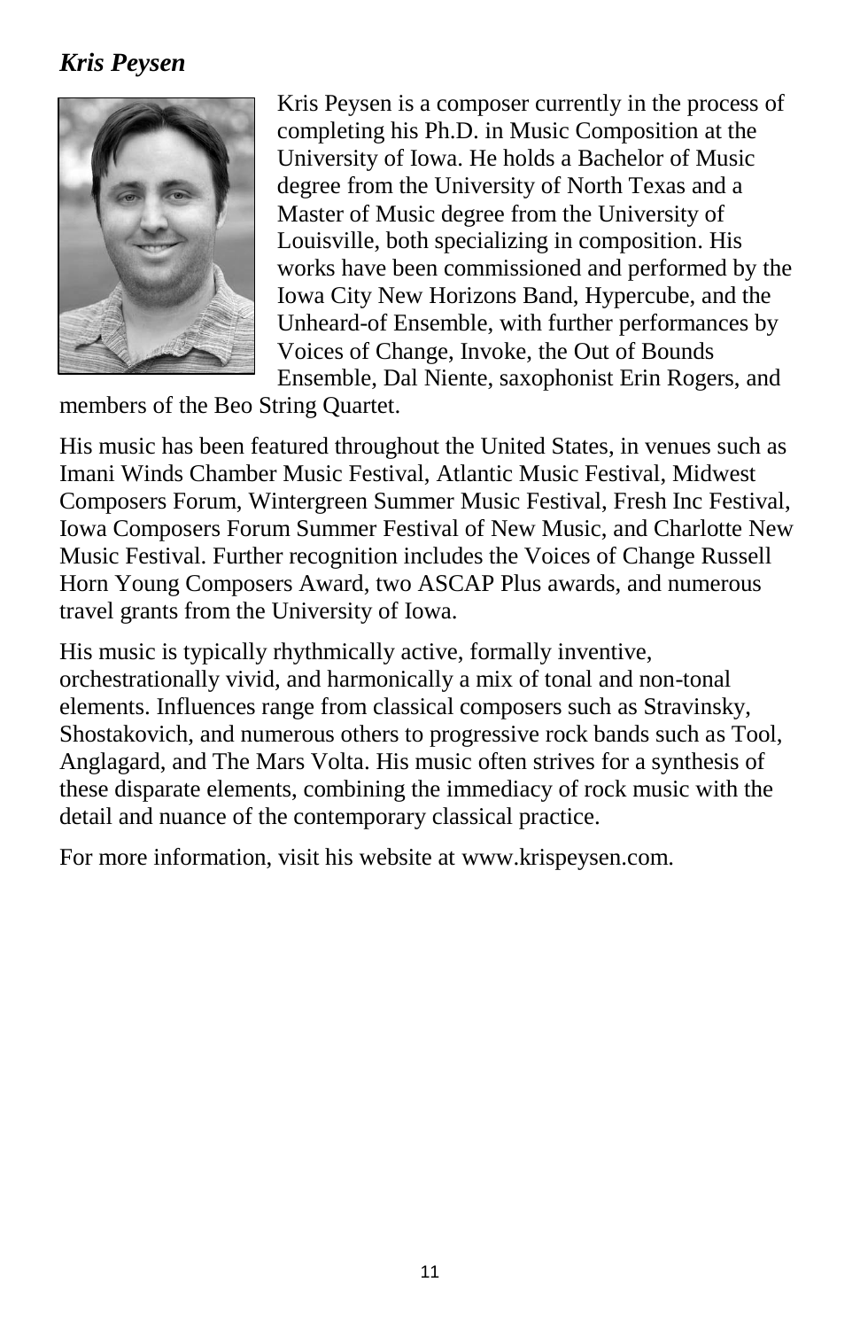### *Kris Peysen*

Kris Peysen is a composer currently in the process of completing his Ph.D. in Music Composition at the University of Iowa. He holds a Bachelor of Music degree from the University of North Texas and a Master of Music degree from the University of Louisville, both specializing in composition. His works have been commissioned and performed by the Iowa City New Horizons Band, Hypercube, and the Unheard-of Ensemble, with further performances by Voices of Change, Invoke, the Out of Bounds Ensemble, Dal Niente, saxophonist Erin Rogers, and members of the Beo String Quartet.

His music has been featured throughout the United States, in venues such as Imani Winds Chamber Music Festival, Atlantic Music Festival, Midwest Composers Forum, Wintergreen Summer Music Festival, Fresh Inc Festival, Iowa Composers Forum Summer Festival of New Music, and Charlotte New Music Festival. Further recognition includes the Voices of Change Russell Horn Young Composers Award, two ASCAP Plus awards, and numerous travel grants from the University of Iowa.

His music is typically rhythmically active, formally inventive, orchestrationally vivid, and harmonically a mix of tonal and non-tonal elements. Influences range from classical composers such as Stravinsky, Shostakovich, and numerous others to progressive rock bands such as Tool, Anglagard, and The Mars Volta. His music often strives for a synthesis of these disparate elements, combining the immediacy of rock music with the detail and nuance of the contemporary classical practice.

For more information, visit his website at www.krispeysen.com.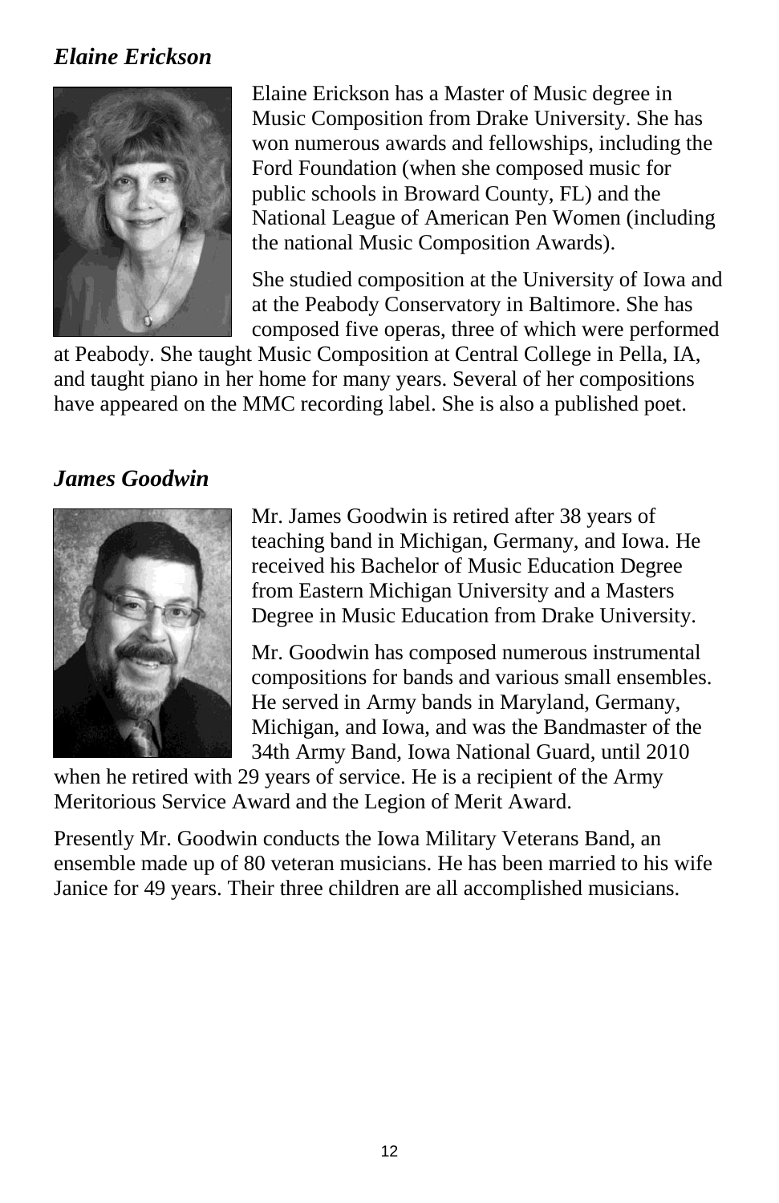## *Elaine Erickson*

Elaine Erickson has a Master of Music degree in Music Composition from Drake University. She has won numerous awards and fellowships, including the Ford Foundation (when she composed music for public schools in Broward County, FL) and the National League of American Pen Women (including the national Music Composition Awards).

She studied composition at the University of Iowa and at the Peabody Conservatory in Baltimore. She has composed five operas, three of which were performed at Peabody. She taught Music Composition at Central College in Pella, IA, and taught piano in her home for many years. Several of her compositions have appeared on the MMC recording label. She is also a published poet.

## *James Goodwin*

Mr. James Goodwin is retired after 38 years of teaching band in Michigan, Germany, and Iowa. He received his Bachelor of Music Education Degree from Eastern Michigan University and a Masters Degree in Music Education from Drake University.

Mr. Goodwin has composed numerous instrumental compositions for bands and various small ensembles. He served in Army bands in Maryland, Germany, Michigan, and Iowa, and was the Bandmaster of the 34th Army Band, Iowa National Guard, until 2010 when he retired with 29 years of service. He is a recipient of the Army Meritorious Service Award and the Legion of Merit Award.

Presently Mr. Goodwin conducts the Iowa Military Veterans Band, an ensemble made up of 80 veteran musicians. He has been married to his wife Janice for 49 years. Their three children are all accomplished musicians.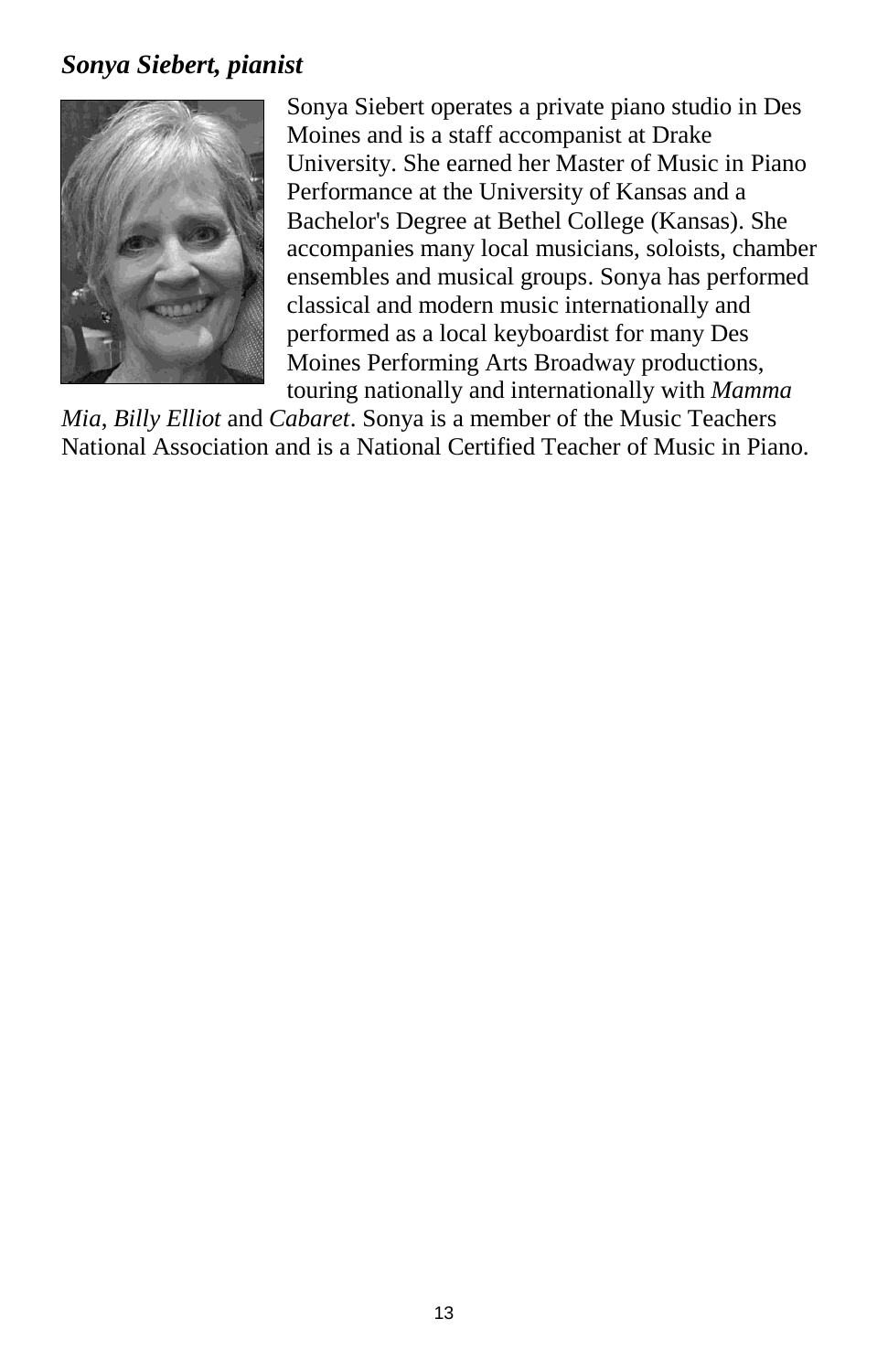### *Sonya Siebert, pianist*

Sonya Siebert operates a private piano studio in Des Moines and is a staff accompanist at Drake University. She earned her Master of Music in Piano Performance at the University of Kansas and a Bachelor's Degree at Bethel College (Kansas). She accompanies many local musicians, soloists, chamber ensembles and musical groups. Sonya has performed classical and modern music internationally and performed as a local keyboardist for many Des Moines Performing Arts Broadway productions, touring nationally and internationally with *Mamma Mia*, *Billy Elliot* and *Cabaret*. Sonya is a member of the Music Teachers National Association and is a National Certified Teacher of Music in Piano.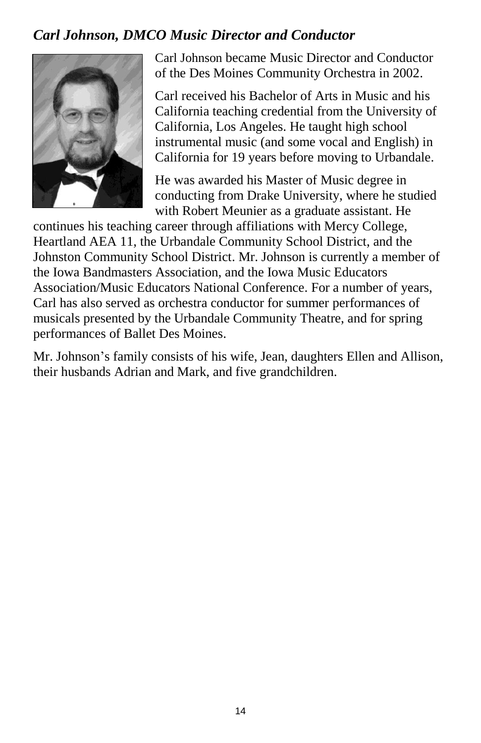## *Carl Johnson, DMCO Music Director and Conductor*

Carl Johnson became Music Director and Conductor of the Des Moines Community Orchestra in 2002.

Carl received his Bachelor of Arts in Music and his California teaching credential from the University of California, Los Angeles. He taught high school instrumental music (and some vocal and English) in California for 19 years before moving to Urbandale.

He was awarded his Master of Music degree in conducting from Drake University, where he studied with Robert Meunier as a graduate assistant. He continues his teaching career through affiliations with Mercy College, Heartland AEA 11, the Urbandale Community School District, and the Johnston Community School District. Mr. Johnson is currently a member of the Iowa Bandmasters Association, and the Iowa Music Educators Association/Music Educators National Conference. For a number of years, Carl has also served as orchestra conductor for summer performances of musicals presented by the Urbandale Community Theatre, and for spring performances of Ballet Des Moines.

Mr. Johnson's family consists of his wife, Jean, daughters Ellen and Allison, their husbands Adrian and Mark, and five grandchildren.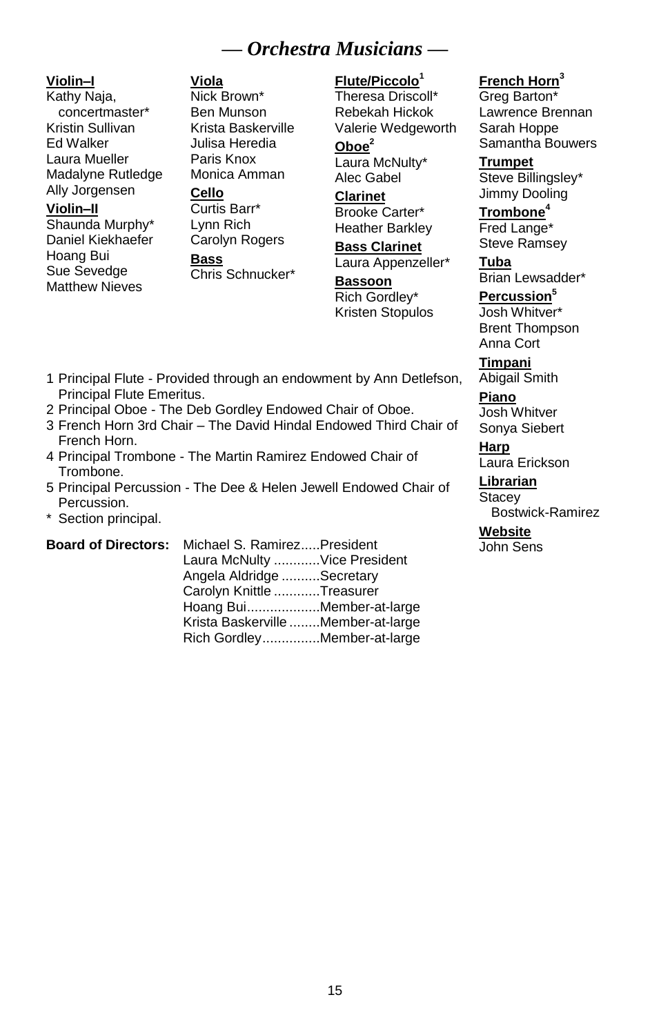# — *Orchestra Musicians* —

**Violin–I**
Kathy Naja, concertmaster*
Kristin Sullivan
Ed Walker
Laura Mueller
Madalyne Rutledge
Ally Jorgensen

**Violin–II**
Shaunda Murphy*
Daniel Kiekhaefer
Hoang Bui
Sue Sevedge
Matthew Nieves

**Viola**
Nick Brown*
Ben Munson
Krista Baskerville
Julisa Heredia
Paris Knox
Monica Amman

**Cello**
Curtis Barr*
Lynn Rich
Carolyn Rogers

**Bass**
Chris Schnucker*

**Flute/Piccolo**[1]
Theresa Driscoll*
Rebekah Hickok
Valerie Wedgeworth

**Oboe**[2]
Laura McNulty*
Alec Gabel

**Clarinet**
Brooke Carter*
Heather Barkley

**Bass Clarinet**
Laura Appenzeller*

**Bassoon**
Rich Gordley*
Kristen Stopulos

**French Horn**[3]
Greg Barton*
Lawrence Brennan
Sarah Hoppe
Samantha Bouwers

**Trumpet**
Steve Billingsley*
Jimmy Dooling

**Trombone**[4]
Fred Lange*
Steve Ramsey

**Tuba**
Brian Lewsadder*

**Percussion**[5]
Josh Whitver*
Brent Thompson
Anna Cort

**Timpani**
Abigail Smith

**Piano**
Josh Whitver
Sonya Siebert

**Harp**
Laura Erickson

**Librarian**
Stacey Bostwick-Ramirez

**Website**
John Sens

1 Principal Flute - Provided through an endowment by Ann Detlefson, Principal Flute Emeritus.
2 Principal Oboe - The Deb Gordley Endowed Chair of Oboe.
3 French Horn 3rd Chair – The David Hindal Endowed Third Chair of French Horn.
4 Principal Trombone - The Martin Ramirez Endowed Chair of Trombone.
5 Principal Percussion - The Dee & Helen Jewell Endowed Chair of Percussion.
\* Section principal.

**Board of Directors:**
Michael S. Ramirez.....President
Laura McNulty ............Vice President
Angela Aldridge ..........Secretary
Carolyn Knittle ............Treasurer
Hoang Bui...................Member-at-large
Krista Baskerville ........Member-at-large
Rich Gordley...............Member-at-large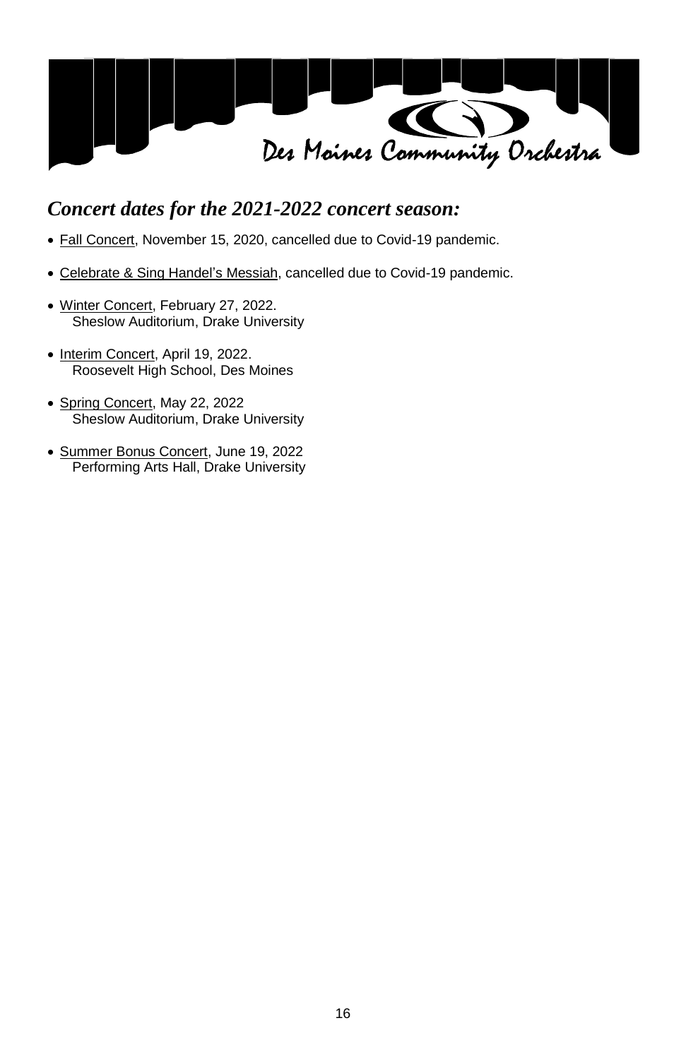Des Moines Community Orchestra

## *Concert dates for the 2021-2022 concert season:*

- Fall Concert, November 15, 2020, cancelled due to Covid-19 pandemic.
- Celebrate & Sing Handel's Messiah, cancelled due to Covid-19 pandemic.
- Winter Concert, February 27, 2022.
  Sheslow Auditorium, Drake University
- Interim Concert, April 19, 2022.
  Roosevelt High School, Des Moines
- Spring Concert, May 22, 2022
  Sheslow Auditorium, Drake University
- Summer Bonus Concert, June 19, 2022
  Performing Arts Hall, Drake University